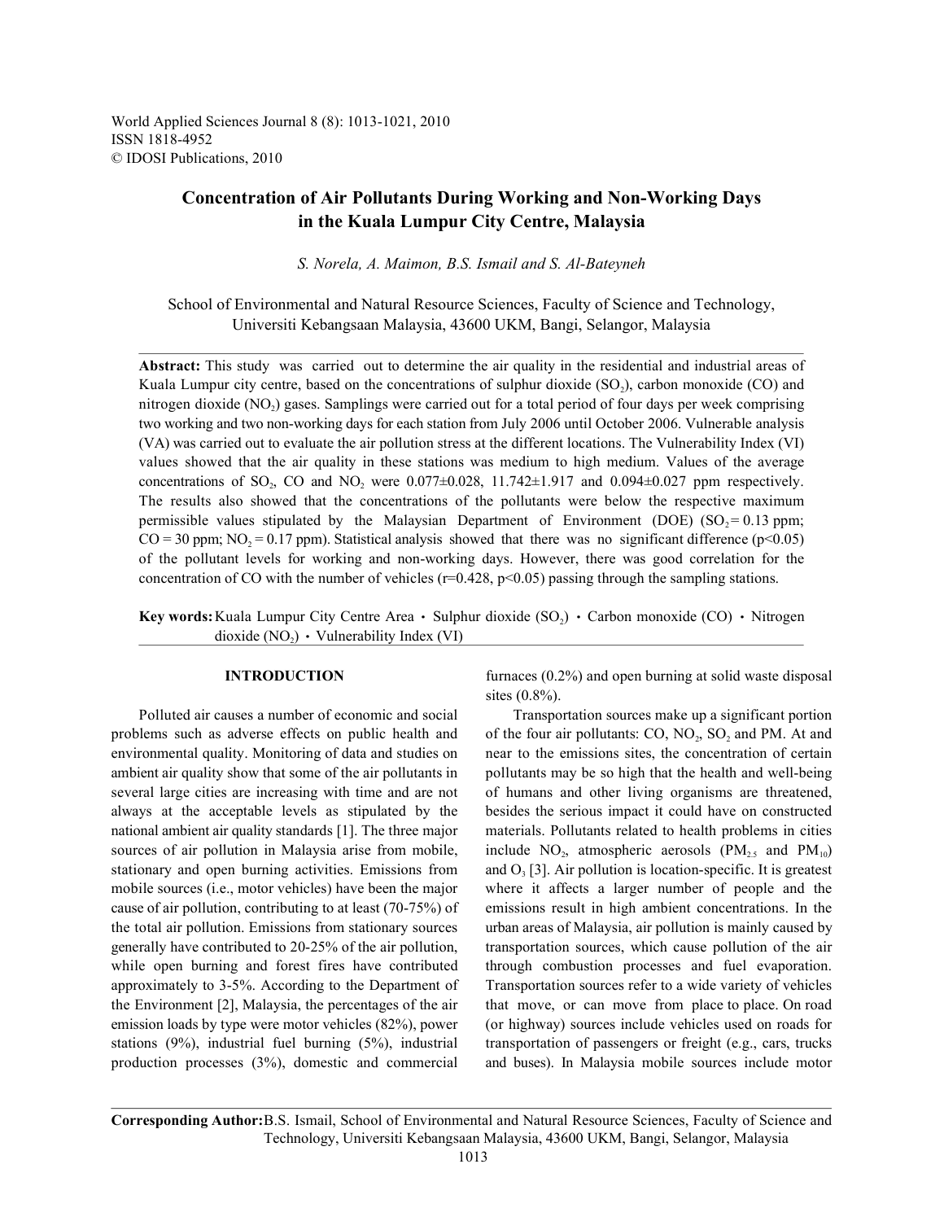# Concentration of Air Pollutants During Working and Non-Working Days in the Kuala Lumpur City Centre, Malaysia

*S. Norela, A. Maimon, B.S. Ismail and S. Al-Bateyneh*

School of Environmental and Natural Resource Sciences, Faculty of Science and Technology, Universiti Kebangsaan Malaysia, 43600 UKM, Bangi, Selangor, Malaysia

**Abstract:** This study was carried out to determine the air quality in the residential and industrial areas of Kuala Lumpur city centre, based on the concentrations of sulphur dioxide ($SO_2$), carbon monoxide (CO) and nitrogen dioxide ($NO_2$) gases. Samplings were carried out for a total period of four days per week comprising two working and two non-working days for each station from July 2006 until October 2006. Vulnerable analysis (VA) was carried out to evaluate the air pollution stress at the different locations. The Vulnerability Index (VI) values showed that the air quality in these stations was medium to high medium. Values of the average concentrations of $SO_2$, CO and $NO_2$ were $0.077\pm0.028$, $11.742\pm1.917$ and $0.094\pm0.027$ ppm respectively. The results also showed that the concentrations of the pollutants were below the respective maximum permissible values stipulated by the Malaysian Department of Environment (DOE) ($SO_2 = 0.13$ ppm; $CO = 30$ ppm; $NO_2 = 0.17$ ppm). Statistical analysis showed that there was no significant difference ($p<0.05$) of the pollutant levels for working and non-working days. However, there was good correlation for the concentration of CO with the number of vehicles ($r=0.428$, $p<0.05$) passing through the sampling stations.

**Key words:** Kuala Lumpur City Centre Area · Sulphur dioxide ($SO_2$) · Carbon monoxide (CO) · Nitrogen dioxide ($NO_2$) · Vulnerability Index (VI)

## INTRODUCTION

Polluted air causes a number of economic and social problems such as adverse effects on public health and environmental quality. Monitoring of data and studies on ambient air quality show that some of the air pollutants in several large cities are increasing with time and are not always at the acceptable levels as stipulated by the national ambient air quality standards [1]. The three major sources of air pollution in Malaysia arise from mobile, stationary and open burning activities. Emissions from mobile sources (i.e., motor vehicles) have been the major cause of air pollution, contributing to at least (70-75%) of the total air pollution. Emissions from stationary sources generally have contributed to 20-25% of the air pollution, while open burning and forest fires have contributed approximately to 3-5%. According to the Department of the Environment [2], Malaysia, the percentages of the air emission loads by type were motor vehicles (82%), power stations (9%), industrial fuel burning (5%), industrial production processes (3%), domestic and commercial furnaces (0.2%) and open burning at solid waste disposal sites (0.8%).

Transportation sources make up a significant portion of the four air pollutants: CO, $NO_2$, $SO_2$ and PM. At and near to the emissions sites, the concentration of certain pollutants may be so high that the health and well-being of humans and other living organisms are threatened, besides the serious impact it could have on constructed materials. Pollutants related to health problems in cities include $NO_2$, atmospheric aerosols ($PM_{2.5}$ and $PM_{10}$) and $O_3$ [3]. Air pollution is location-specific. It is greatest where it affects a larger number of people and the emissions result in high ambient concentrations. In the urban areas of Malaysia, air pollution is mainly caused by transportation sources, which cause pollution of the air through combustion processes and fuel evaporation. Transportation sources refer to a wide variety of vehicles that move, or can move from place to place. On road (or highway) sources include vehicles used on roads for transportation of passengers or freight (e.g., cars, trucks and buses). In Malaysia mobile sources include motor

**Corresponding Author:** B.S. Ismail, School of Environmental and Natural Resource Sciences, Faculty of Science and Technology, Universiti Kebangsaan Malaysia, 43600 UKM, Bangi, Selangor, Malaysia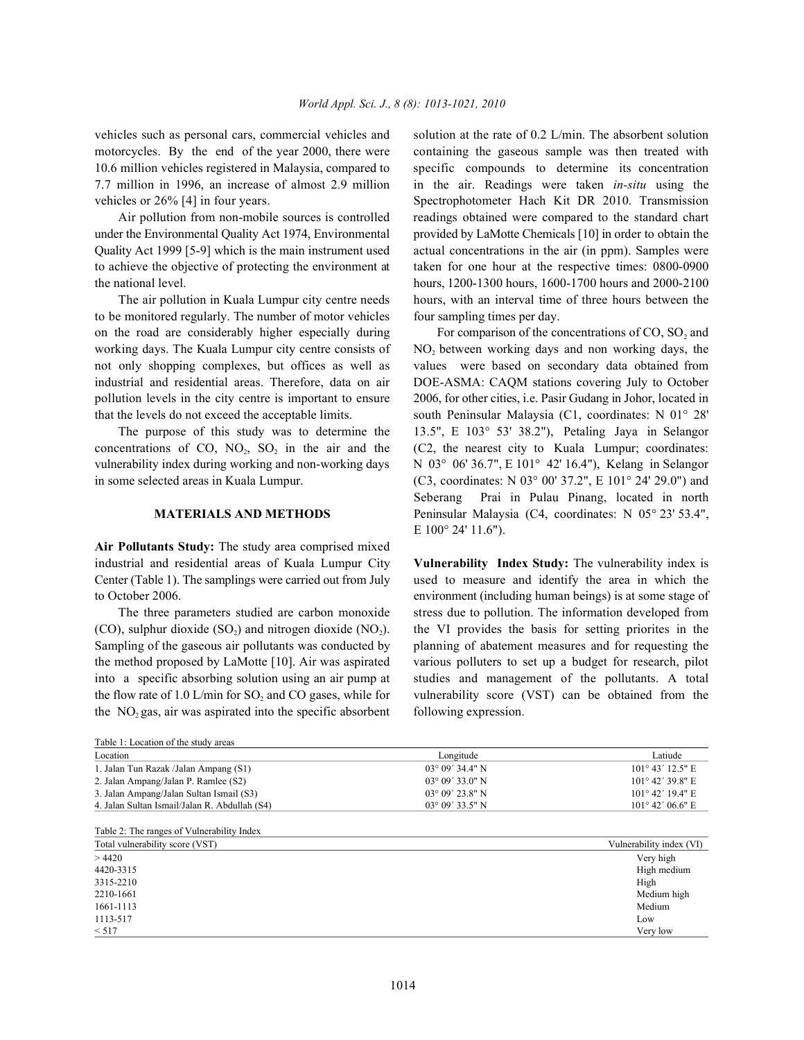vehicles such as personal cars, commercial vehicles and motorcycles. By the end of the year 2000, there were 10.6 million vehicles registered in Malaysia, compared to 7.7 million in 1996, an increase of almost 2.9 million vehicles or 26% [4] in four years.

Air pollution from non-mobile sources is controlled under the Environmental Quality Act 1974, Environmental Quality Act 1999 [5-9] which is the main instrument used to achieve the objective of protecting the environment at the national level.

The air pollution in Kuala Lumpur city centre needs to be monitored regularly. The number of motor vehicles on the road are considerably higher especially during working days. The Kuala Lumpur city centre consists of not only shopping complexes, but offices as well as industrial and residential areas. Therefore, data on air pollution levels in the city centre is important to ensure that the levels do not exceed the acceptable limits.

The purpose of this study was to determine the concentrations of CO, $NO_2$, $SO_2$ in the air and the vulnerability index during working and non-working days in some selected areas in Kuala Lumpur.

## MATERIALS AND METHODS

**Air Pollutants Study:** The study area comprised mixed industrial and residential areas of Kuala Lumpur City Center (Table 1). The samplings were carried out from July to October 2006.

The three parameters studied are carbon monoxide (CO), sulphur dioxide ($SO_2$) and nitrogen dioxide ($NO_2$). Sampling of the gaseous air pollutants was conducted by the method proposed by LaMotte [10]. Air was aspirated into a specific absorbing solution using an air pump at the flow rate of 1.0 L/min for $SO_2$ and CO gases, while for the $NO_2$ gas, air was aspirated into the specific absorbent solution at the rate of 0.2 L/min. The absorbent solution containing the gaseous sample was then treated with specific compounds to determine its concentration in the air. Readings were taken *in-situ* using the Spectrophotometer Hach Kit DR 2010. Transmission readings obtained were compared to the standard chart provided by LaMotte Chemicals [10] in order to obtain the actual concentrations in the air (in ppm). Samples were taken for one hour at the respective times: 0800-0900 hours, 1200-1300 hours, 1600-1700 hours and 2000-2100 hours, with an interval time of three hours between the four sampling times per day.

For comparison of the concentrations of CO, $SO_2$ and $NO_2$ between working days and non working days, the values were based on secondary data obtained from DOE-ASMA: CAQM stations covering July to October 2006, for other cities, i.e. Pasir Gudang in Johor, located in south Peninsular Malaysia (C1, coordinates: N 01° 28' 13.5", E 103° 53' 38.2"), Petaling Jaya in Selangor (C2, the nearest city to Kuala Lumpur; coordinates: N 03° 06' 36.7", E 101° 42' 16.4"), Kelang in Selangor (C3, coordinates: N 03° 00' 37.2", E 101° 24' 29.0") and Seberang Prai in Pulau Pinang, located in north Peninsular Malaysia (C4, coordinates: N 05° 23' 53.4", E 100° 24' 11.6").

**Vulnerability Index Study:** The vulnerability index is used to measure and identify the area in which the environment (including human beings) is at some stage of stress due to pollution. The information developed from the VI provides the basis for setting priorites in the planning of abatement measures and for requesting the various polluters to set up a budget for research, pilot studies and management of the pollutants. A total vulnerability score (VST) can be obtained from the following expression.

Table 1: Location of the study areas

| Location | Longitude | Latiude |
|---|---|---|
| 1. Jalan Tun Razak /Jalan Ampang (S1) | 03° 09´ 34.4" N | 101° 43´ 12.5" E |
| 2. Jalan Ampang/Jalan P. Ramlee (S2) | 03° 09´ 33.0" N | 101° 42´ 39.8" E |
| 3. Jalan Ampang/Jalan Sultan Ismail (S3) | 03° 09´ 23.8" N | 101° 42´ 19.4" E |
| 4. Jalan Sultan Ismail/Jalan R. Abdullah (S4) | 03° 09´ 33.5" N | 101° 42´ 06.6" E |

Table 2: The ranges of Vulnerability Index

| Total vulnerability score (VST) | Vulnerability index (VI) |
|---|---|
| > 4420 | Very high |
| 4420-3315 | High medium |
| 3315-2210 | High |
| 2210-1661 | Medium high |
| 1661-1113 | Medium |
| 1113-517 | Low |
| < 517 | Very low |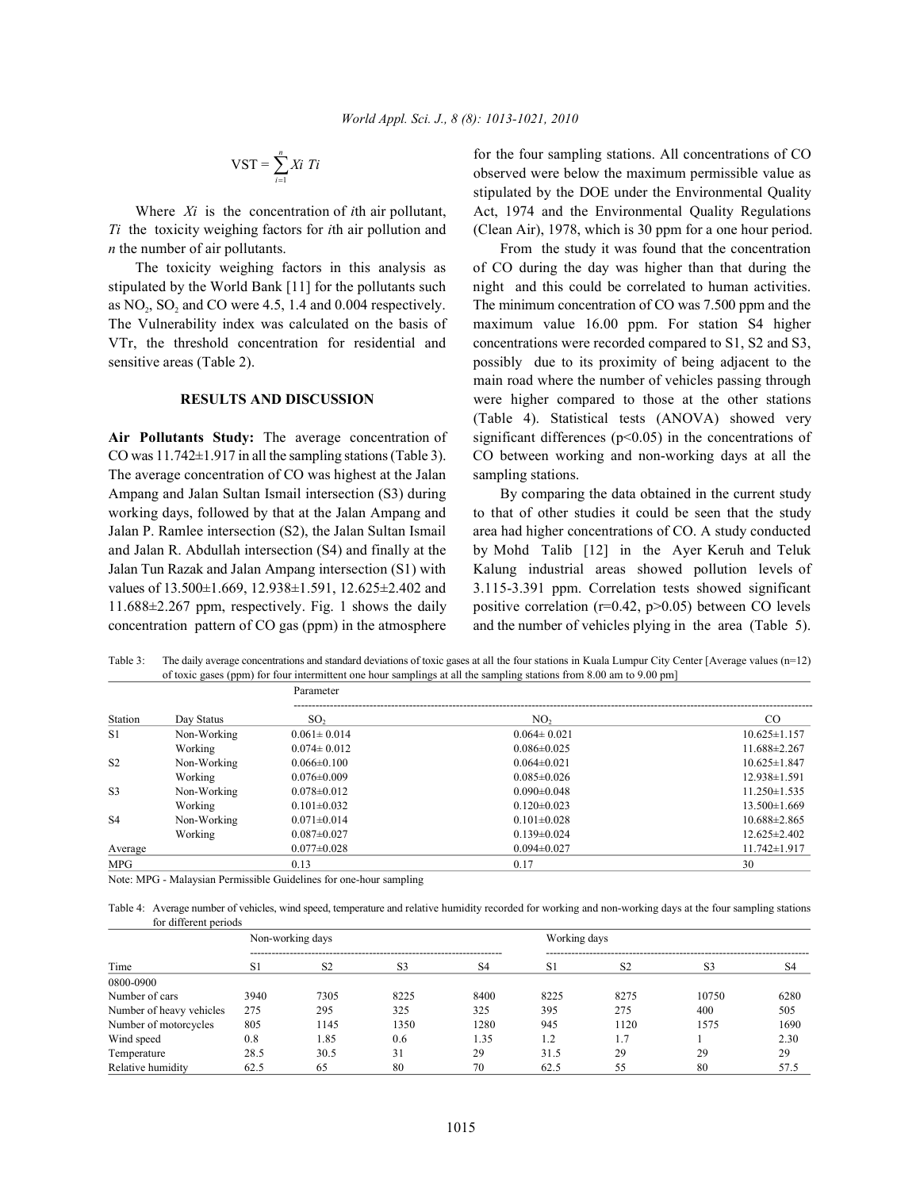$$VST = \sum_{i=1}^{n} Xi\ Ti$$

Where $Xi$ is the concentration of $i$th air pollutant, $Ti$ the toxicity weighing factors for $i$th air pollution and $n$ the number of air pollutants.

The toxicity weighing factors in this analysis as stipulated by the World Bank [11] for the pollutants such as $NO_2$, $SO_2$ and CO were 4.5, 1.4 and 0.004 respectively. The Vulnerability index was calculated on the basis of VTr, the threshold concentration for residential and sensitive areas (Table 2).

## RESULTS AND DISCUSSION

**Air Pollutants Study:** The average concentration of CO was 11.742±1.917 in all the sampling stations (Table 3). The average concentration of CO was highest at the Jalan Ampang and Jalan Sultan Ismail intersection (S3) during working days, followed by that at the Jalan Ampang and Jalan P. Ramlee intersection (S2), the Jalan Sultan Ismail and Jalan R. Abdullah intersection (S4) and finally at the Jalan Tun Razak and Jalan Ampang intersection (S1) with values of 13.500±1.669, 12.938±1.591, 12.625±2.402 and 11.688±2.267 ppm, respectively. Fig. 1 shows the daily concentration pattern of CO gas (ppm) in the atmosphere for the four sampling stations. All concentrations of CO observed were below the maximum permissible value as stipulated by the DOE under the Environmental Quality Act, 1974 and the Environmental Quality Regulations (Clean Air), 1978, which is 30 ppm for a one hour period.

From the study it was found that the concentration of CO during the day was higher than that during the night and this could be correlated to human activities. The minimum concentration of CO was 7.500 ppm and the maximum value 16.00 ppm. For station S4 higher concentrations were recorded compared to S1, S2 and S3, possibly due to its proximity of being adjacent to the main road where the number of vehicles passing through were higher compared to those at the other stations (Table 4). Statistical tests (ANOVA) showed very significant differences ($p<0.05$) in the concentrations of CO between working and non-working days at all the sampling stations.

By comparing the data obtained in the current study to that of other studies it could be seen that the study area had higher concentrations of CO. A study conducted by Mohd Talib [12] in the Ayer Keruh and Teluk Kalung industrial areas showed pollution levels of 3.115-3.391 ppm. Correlation tests showed significant positive correlation ($r=0.42$, $p>0.05$) between CO levels and the number of vehicles plying in the area (Table 5).

Table 3: The daily average concentrations and standard deviations of toxic gases at all the four stations in Kuala Lumpur City Center [Average values (n=12) of toxic gases (ppm) for four intermittent one hour samplings at all the sampling stations from 8.00 am to 9.00 pm]

| | | Parameter | | |
|---|---|---|---|---|
| Station | Day Status | $SO_2$ | $NO_2$ | CO |
| S1 | Non-Working | 0.061± 0.014 | 0.064± 0.021 | 10.625±1.157 |
| | Working | 0.074± 0.012 | 0.086±0.025 | 11.688±2.267 |
| S2 | Non-Working | 0.066±0.100 | 0.064±0.021 | 10.625±1.847 |
| | Working | 0.076±0.009 | 0.085±0.026 | 12.938±1.591 |
| S3 | Non-Working | 0.078±0.012 | 0.090±0.048 | 11.250±1.535 |
| | Working | 0.101±0.032 | 0.120±0.023 | 13.500±1.669 |
| S4 | Non-Working | 0.071±0.014 | 0.101±0.028 | 10.688±2.865 |
| | Working | 0.087±0.027 | 0.139±0.024 | 12.625±2.402 |
| Average | | 0.077±0.028 | 0.094±0.027 | 11.742±1.917 |
| MPG | | 0.13 | 0.17 | 30 |

Note: MPG - Malaysian Permissible Guidelines for one-hour sampling

Table 4: Average number of vehicles, wind speed, temperature and relative humidity recorded for working and non-working days at the four sampling stations for different periods

| | Non-working days | | | | Working days | | | |
|---|---|---|---|---|---|---|---|---|
| Time | S1 | S2 | S3 | S4 | S1 | S2 | S3 | S4 |
| 0800-0900 | | | | | | | | |
| Number of cars | 3940 | 7305 | 8225 | 8400 | 8225 | 8275 | 10750 | 6280 |
| Number of heavy vehicles | 275 | 295 | 325 | 325 | 395 | 275 | 400 | 505 |
| Number of motorcycles | 805 | 1145 | 1350 | 1280 | 945 | 1120 | 1575 | 1690 |
| Wind speed | 0.8 | 1.85 | 0.6 | 1.35 | 1.2 | 1.7 | 1 | 2.30 |
| Temperature | 28.5 | 30.5 | 31 | 29 | 31.5 | 29 | 29 | 29 |
| Relative humidity | 62.5 | 65 | 80 | 70 | 62.5 | 55 | 80 | 57.5 |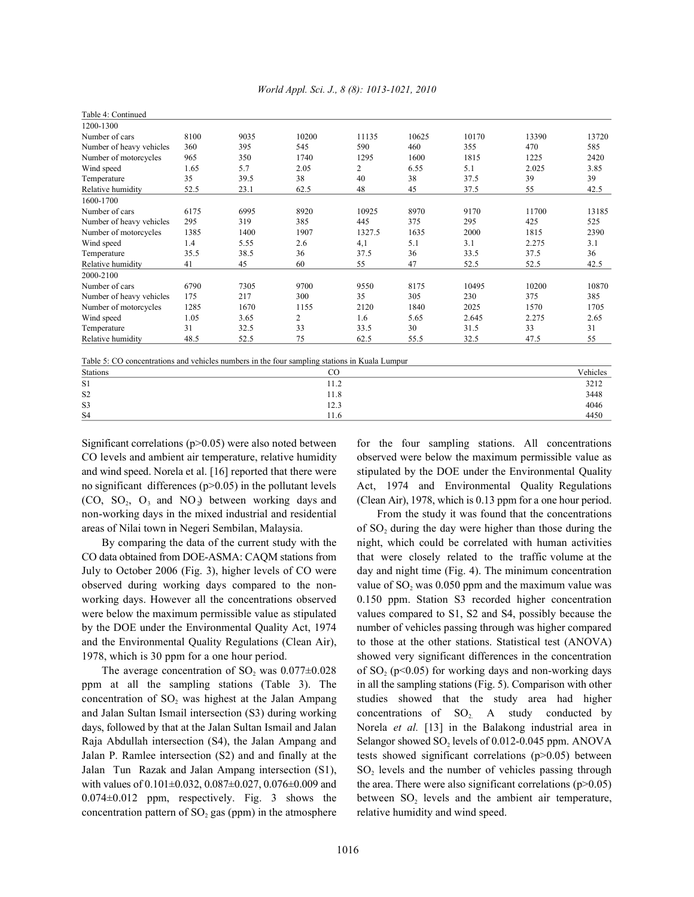Table 4: Continued

| | | | | | | | | |
|---|---|---|---|---|---|---|---|---|
| 1200-1300 | | | | | | | | |
| Number of cars | 8100 | 9035 | 10200 | 11135 | 10625 | 10170 | 13390 | 13720 |
| Number of heavy vehicles | 360 | 395 | 545 | 590 | 460 | 355 | 470 | 585 |
| Number of motorcycles | 965 | 350 | 1740 | 1295 | 1600 | 1815 | 1225 | 2420 |
| Wind speed | 1.65 | 5.7 | 2.05 | 2 | 6.55 | 5.1 | 2.025 | 3.85 |
| Temperature | 35 | 39.5 | 38 | 40 | 38 | 37.5 | 39 | 39 |
| Relative humidity | 52.5 | 23.1 | 62.5 | 48 | 45 | 37.5 | 55 | 42.5 |
| 1600-1700 | | | | | | | | |
| Number of cars | 6175 | 6995 | 8920 | 10925 | 8970 | 9170 | 11700 | 13185 |
| Number of heavy vehicles | 295 | 319 | 385 | 445 | 375 | 295 | 425 | 525 |
| Number of motorcycles | 1385 | 1400 | 1907 | 1327.5 | 1635 | 2000 | 1815 | 2390 |
| Wind speed | 1.4 | 5.55 | 2.6 | 4,1 | 5.1 | 3.1 | 2.275 | 3.1 |
| Temperature | 35.5 | 38.5 | 36 | 37.5 | 36 | 33.5 | 37.5 | 36 |
| Relative humidity | 41 | 45 | 60 | 55 | 47 | 52.5 | 52.5 | 42.5 |
| 2000-2100 | | | | | | | | |
| Number of cars | 6790 | 7305 | 9700 | 9550 | 8175 | 10495 | 10200 | 10870 |
| Number of heavy vehicles | 175 | 217 | 300 | 35 | 305 | 230 | 375 | 385 |
| Number of motorcycles | 1285 | 1670 | 1155 | 2120 | 1840 | 2025 | 1570 | 1705 |
| Wind speed | 1.05 | 3.65 | 2 | 1.6 | 5.65 | 2.645 | 2.275 | 2.65 |
| Temperature | 31 | 32.5 | 33 | 33.5 | 30 | 31.5 | 33 | 31 |
| Relative humidity | 48.5 | 52.5 | 75 | 62.5 | 55.5 | 32.5 | 47.5 | 55 |

Table 5: CO concentrations and vehicles numbers in the four sampling stations in Kuala Lumpur

| Stations | CO | Vehicles |
|---|---|---|
| S1 | 11.2 | 3212 |
| S2 | 11.8 | 3448 |
| S3 | 12.3 | 4046 |
| S4 | 11.6 | 4450 |

Significant correlations ($p>0.05$) were also noted between CO levels and ambient air temperature, relative humidity and wind speed. Norela et al. [16] reported that there were no significant differences ($p>0.05$) in the pollutant levels ($CO$, $SO_2$, $O_3$ and $NO_2$) between working days and non-working days in the mixed industrial and residential areas of Nilai town in Negeri Sembilan, Malaysia.

By comparing the data of the current study with the CO data obtained from DOE-ASMA: CAQM stations from July to October 2006 (Fig. 3), higher levels of CO were observed during working days compared to the non-working days. However all the concentrations observed were below the maximum permissible value as stipulated by the DOE under the Environmental Quality Act, 1974 and the Environmental Quality Regulations (Clean Air), 1978, which is 30 ppm for a one hour period.

The average concentration of $SO_2$ was 0.077±0.028 ppm at all the sampling stations (Table 3). The concentration of $SO_2$ was highest at the Jalan Ampang and Jalan Sultan Ismail intersection (S3) during working days, followed by that at the Jalan Sultan Ismail and Jalan Raja Abdullah intersection (S4), the Jalan Ampang and Jalan P. Ramlee intersection (S2) and and finally at the Jalan Tun Razak and Jalan Ampang intersection (S1), with values of 0.101±0.032, 0.087±0.027, 0.076±0.009 and 0.074±0.012 ppm, respectively. Fig. 3 shows the concentration pattern of $SO_2$ gas (ppm) in the atmosphere for the four sampling stations. All concentrations observed were below the maximum permissible value as stipulated by the DOE under the Environmental Quality Act, 1974 and Environmental Quality Regulations (Clean Air), 1978, which is 0.13 ppm for a one hour period.

From the study it was found that the concentrations of $SO_2$ during the day were higher than those during the night, which could be correlated with human activities that were closely related to the traffic volume at the day and night time (Fig. 4). The minimum concentration value of $SO_2$ was 0.050 ppm and the maximum value was 0.150 ppm. Station S3 recorded higher concentration values compared to S1, S2 and S4, possibly because the number of vehicles passing through was higher compared to those at the other stations. Statistical test (ANOVA) showed very significant differences in the concentration of $SO_2$ ($p<0.05$) for working days and non-working days in all the sampling stations (Fig. 5). Comparison with other studies showed that the study area had higher concentrations of $SO_2$. A study conducted by Norela *et al.* [13] in the Balakong industrial area in Selangor showed $SO_2$ levels of 0.012-0.045 ppm. ANOVA tests showed significant correlations ($p>0.05$) between $SO_2$ levels and the number of vehicles passing through the area. There were also significant correlations ($p>0.05$) between $SO_2$ levels and the ambient air temperature, relative humidity and wind speed.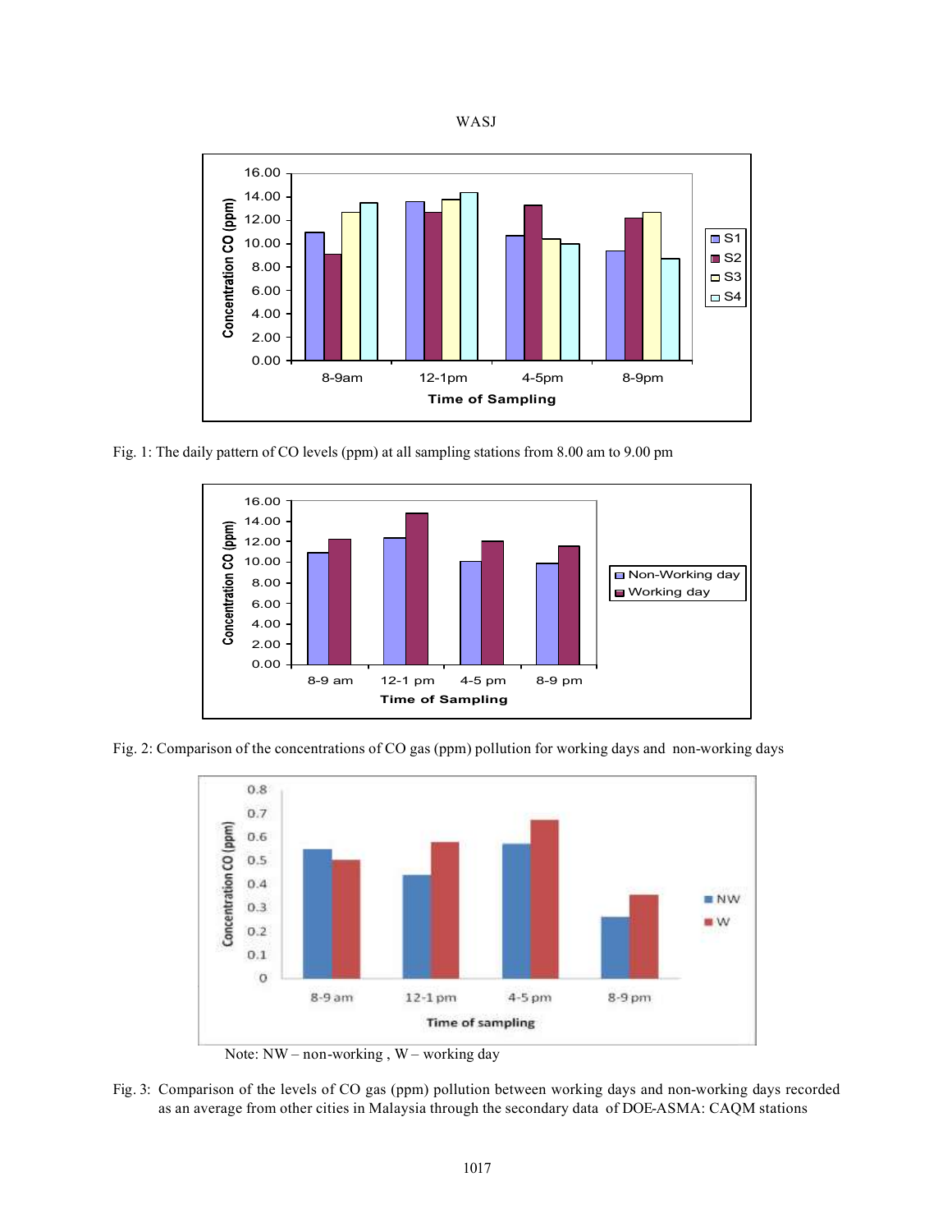Fig. 1: The daily pattern of CO levels (ppm) at all sampling stations from 8.00 am to 9.00 pm

Fig. 2: Comparison of the concentrations of CO gas (ppm) pollution for working days and non-working days

Note: NW – non-working , W – working day

Fig. 3: Comparison of the levels of CO gas (ppm) pollution between working days and non-working days recorded as an average from other cities in Malaysia through the secondary data of DOE-ASMA: CAQM stations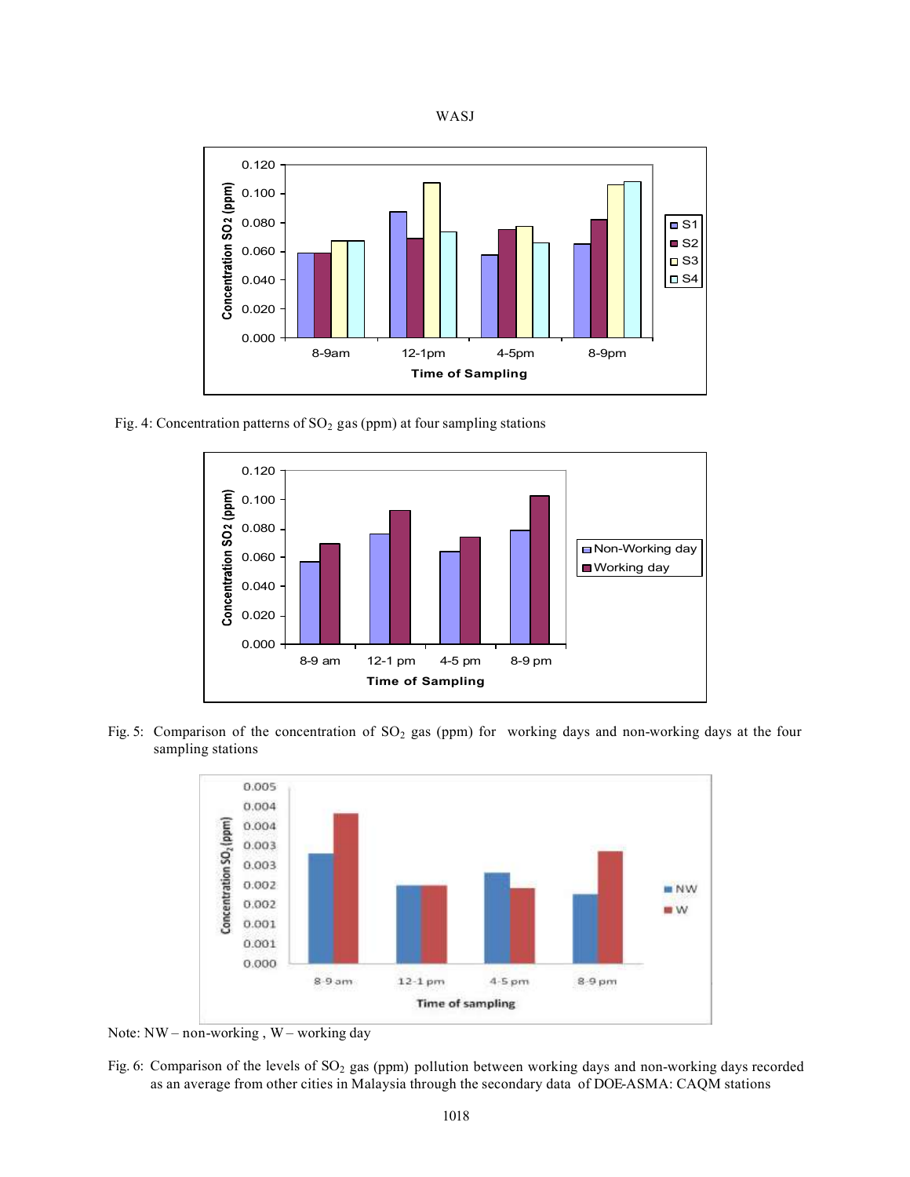Fig. 4: Concentration patterns of $SO_2$ gas (ppm) at four sampling stations

Fig. 5: Comparison of the concentration of $SO_2$ gas (ppm) for working days and non-working days at the four sampling stations

Note: NW – non-working , W – working day

Fig. 6: Comparison of the levels of $SO_2$ gas (ppm) pollution between working days and non-working days recorded as an average from other cities in Malaysia through the secondary data of DOE-ASMA: CAQM stations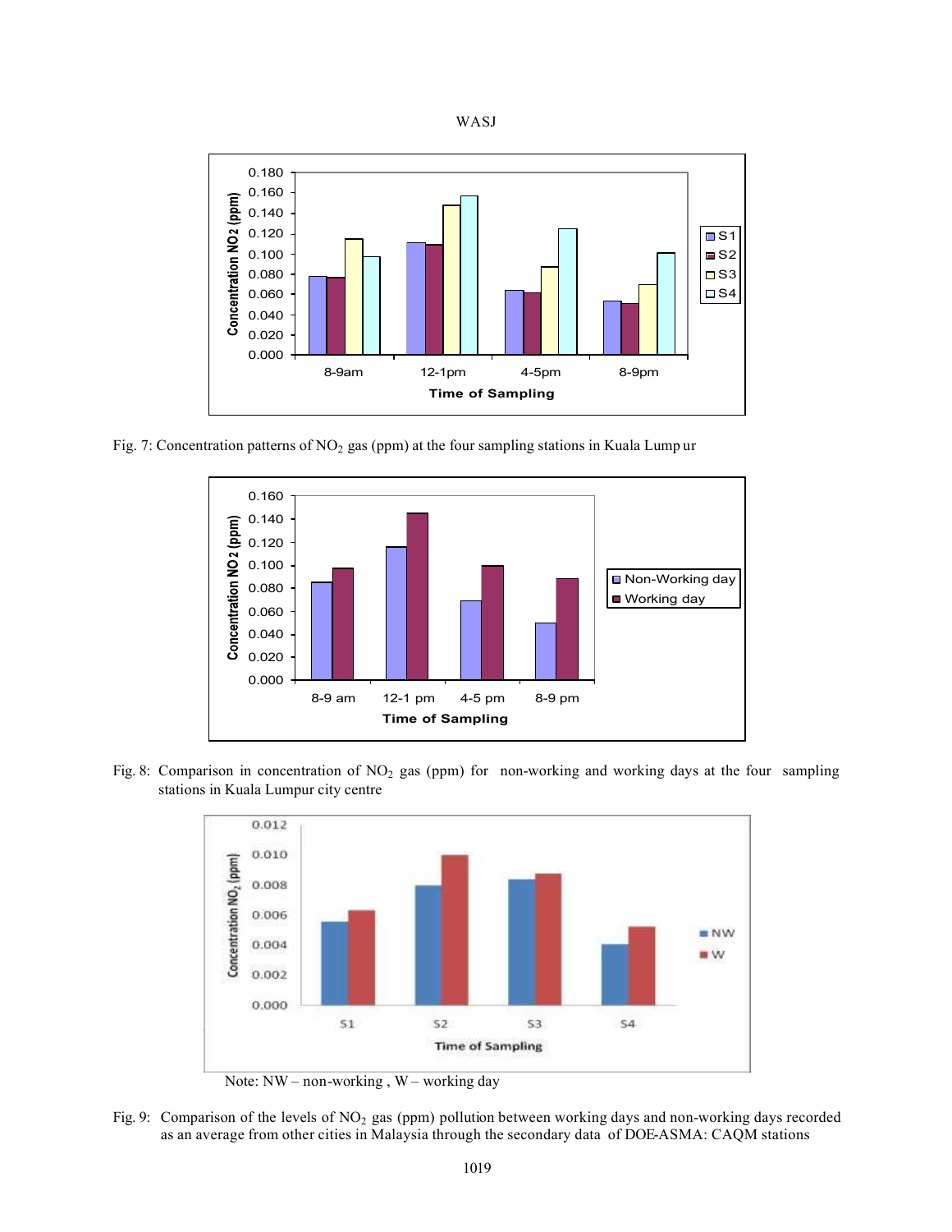Fig. 7: Concentration patterns of $NO_2$ gas (ppm) at the four sampling stations in Kuala Lumpur

Fig. 8: Comparison in concentration of $NO_2$ gas (ppm) for non-working and working days at the four sampling stations in Kuala Lumpur city centre

Note: NW – non-working , W – working day

Fig. 9: Comparison of the levels of $NO_2$ gas (ppm) pollution between working days and non-working days recorded as an average from other cities in Malaysia through the secondary data of DOE-ASMA: CAQM stations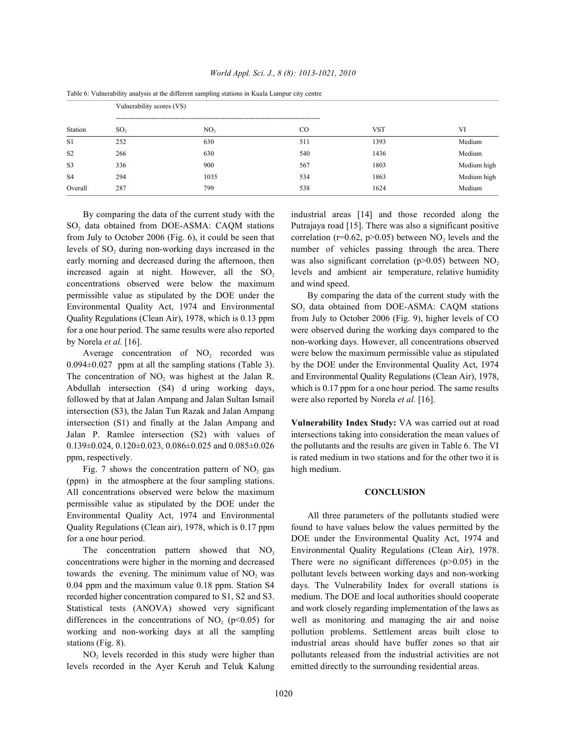Table 6: Vulnerability analysis at the different sampling stations in Kuala Lumpur city centre

| Station | Vulnerability scores (VS) | | | | |
|---|---|---|---|---|---|
| | $SO_2$ | $NO_2$ | CO | VST | VI |
| S1 | 252 | 630 | 511 | 1393 | Medium |
| S2 | 266 | 630 | 540 | 1436 | Medium |
| S3 | 336 | 900 | 567 | 1803 | Medium high |
| S4 | 294 | 1035 | 534 | 1863 | Medium high |
| Overall | 287 | 799 | 538 | 1624 | Medium |

By comparing the data of the current study with the $SO_2$ data obtained from DOE-ASMA: CAQM stations from July to October 2006 (Fig. 6), it could be seen that levels of $SO_2$ during non-working days increased in the early morning and decreased during the afternoon, then increased again at night. However, all the $SO_2$ concentrations observed were below the maximum permissible value as stipulated by the DOE under the Environmental Quality Act, 1974 and Environmental Quality Regulations (Clean Air), 1978, which is 0.13 ppm for a one hour period. The same results were also reported by Norela *et al.* [16].

Average concentration of $NO_2$ recorded was 0.094±0.027 ppm at all the sampling stations (Table 3). The concentration of $NO_2$ was highest at the Jalan R. Abdullah intersection (S4) d uring working days, followed by that at Jalan Ampang and Jalan Sultan Ismail intersection (S3), the Jalan Tun Razak and Jalan Ampang intersection (S1) and finally at the Jalan Ampang and Jalan P. Ramlee intersection (S2) with values of 0.139±0.024, 0.120±0.023, 0.086±0.025 and 0.085±0.026 ppm, respectively.

Fig. 7 shows the concentration pattern of $NO_2$ gas (ppm) in the atmosphere at the four sampling stations. All concentrations observed were below the maximum permissible value as stipulated by the DOE under the Environmental Quality Act, 1974 and Environmental Quality Regulations (Clean air), 1978, which is 0.17 ppm for a one hour period.

The concentration pattern showed that $NO_2$ concentrations were higher in the morning and decreased towards the evening. The minimum value of $NO_2$ was 0.04 ppm and the maximum value 0.18 ppm. Station S4 recorded higher concentration compared to S1, S2 and S3. Statistical tests (ANOVA) showed very significant differences in the concentrations of $NO_2$ ($p<0.05$) for working and non-working days at all the sampling stations (Fig. 8).

$NO_2$ levels recorded in this study were higher than levels recorded in the Ayer Keruh and Teluk Kalung industrial areas [14] and those recorded along the Putrajaya road [15]. There was also a significant positive correlation ($r=0.62$, $p>0.05$) between $NO_2$ levels and the number of vehicles passing through the area. There was also significant correlation ($p>0.05$) between $NO_2$ levels and ambient air temperature, relative humidity and wind speed.

By comparing the data of the current study with the $SO_2$ data obtained from DOE-ASMA: CAQM stations from July to October 2006 (Fig. 9), higher levels of CO were observed during the working days compared to the non-working days. However, all concentrations observed were below the maximum permissible value as stipulated by the DOE under the Environmental Quality Act, 1974 and Environmental Quality Regulations (Clean Air), 1978, which is 0.17 ppm for a one hour period. The same results were also reported by Norela *et al.* [16].

**Vulnerability Index Study:** VA was carried out at road intersections taking into consideration the mean values of the pollutants and the results are given in Table 6. The VI is rated medium in two stations and for the other two it is high medium.

## CONCLUSION

All three parameters of the pollutants studied were found to have values below the values permitted by the DOE under the Environmental Quality Act, 1974 and Environmental Quality Regulations (Clean Air), 1978. There were no significant differences ($p>0.05$) in the pollutant levels between working days and non-working days. The Vulnerability Index for overall stations is medium. The DOE and local authorities should cooperate and work closely regarding implementation of the laws as well as monitoring and managing the air and noise pollution problems. Settlement areas built close to industrial areas should have buffer zones so that air pollutants released from the industrial activities are not emitted directly to the surrounding residential areas.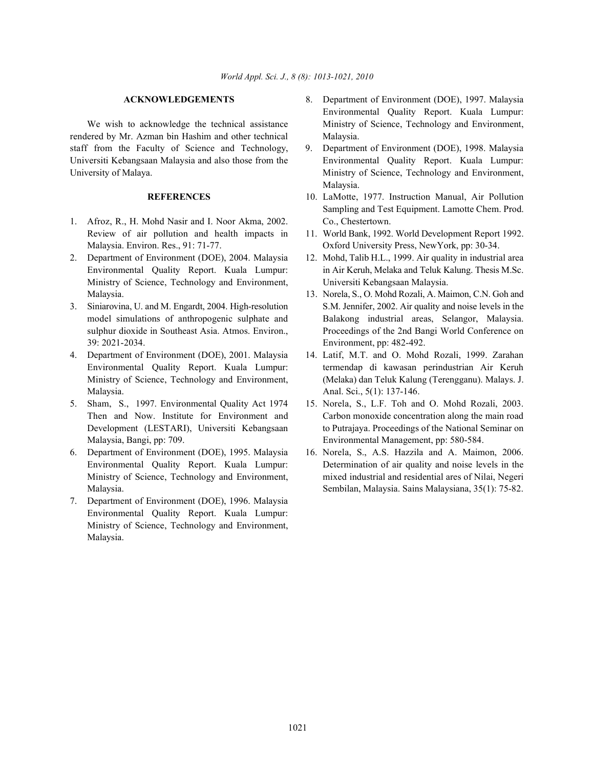## ACKNOWLEDGEMENTS

We wish to acknowledge the technical assistance rendered by Mr. Azman bin Hashim and other technical staff from the Faculty of Science and Technology, Universiti Kebangsaan Malaysia and also those from the University of Malaya.

## REFERENCES

1. Afroz, R., H. Mohd Nasir and I. Noor Akma, 2002. Review of air pollution and health impacts in Malaysia. Environ. Res., 91: 71-77.
2. Department of Environment (DOE), 2004. Malaysia Environmental Quality Report. Kuala Lumpur: Ministry of Science, Technology and Environment, Malaysia.
3. Siniarovina, U. and M. Engardt, 2004. High-resolution model simulations of anthropogenic sulphate and sulphur dioxide in Southeast Asia. Atmos. Environ., 39: 2021-2034.
4. Department of Environment (DOE), 2001. Malaysia Environmental Quality Report. Kuala Lumpur: Ministry of Science, Technology and Environment, Malaysia.
5. Sham, S., 1997. Environmental Quality Act 1974 Then and Now. Institute for Environment and Development (LESTARI), Universiti Kebangsaan Malaysia, Bangi, pp: 709.
6. Department of Environment (DOE), 1995. Malaysia Environmental Quality Report. Kuala Lumpur: Ministry of Science, Technology and Environment, Malaysia.
7. Department of Environment (DOE), 1996. Malaysia Environmental Quality Report. Kuala Lumpur: Ministry of Science, Technology and Environment, Malaysia.
8. Department of Environment (DOE), 1997. Malaysia Environmental Quality Report. Kuala Lumpur: Ministry of Science, Technology and Environment, Malaysia.
9. Department of Environment (DOE), 1998. Malaysia Environmental Quality Report. Kuala Lumpur: Ministry of Science, Technology and Environment, Malaysia.
10. LaMotte, 1977. Instruction Manual, Air Pollution Sampling and Test Equipment. Lamotte Chem. Prod. Co., Chestertown.
11. World Bank, 1992. World Development Report 1992. Oxford University Press, NewYork, pp: 30-34.
12. Mohd, Talib H.L., 1999. Air quality in industrial area in Air Keruh, Melaka and Teluk Kalung. Thesis M.Sc. Universiti Kebangsaan Malaysia.
13. Norela, S., O. Mohd Rozali, A. Maimon, C.N. Goh and S.M. Jennifer, 2002. Air quality and noise levels in the Balakong industrial areas, Selangor, Malaysia. Proceedings of the 2nd Bangi World Conference on Environment, pp: 482-492.
14. Latif, M.T. and O. Mohd Rozali, 1999. Zarahan termendap di kawasan perindustrian Air Keruh (Melaka) dan Teluk Kalung (Terengganu). Malays. J. Anal. Sci., 5(1): 137-146.
15. Norela, S., L.F. Toh and O. Mohd Rozali, 2003. Carbon monoxide concentration along the main road to Putrajaya. Proceedings of the National Seminar on Environmental Management, pp: 580-584.
16. Norela, S., A.S. Hazzila and A. Maimon, 2006. Determination of air quality and noise levels in the mixed industrial and residential ares of Nilai, Negeri Sembilan, Malaysia. Sains Malaysiana, 35(1): 75-82.